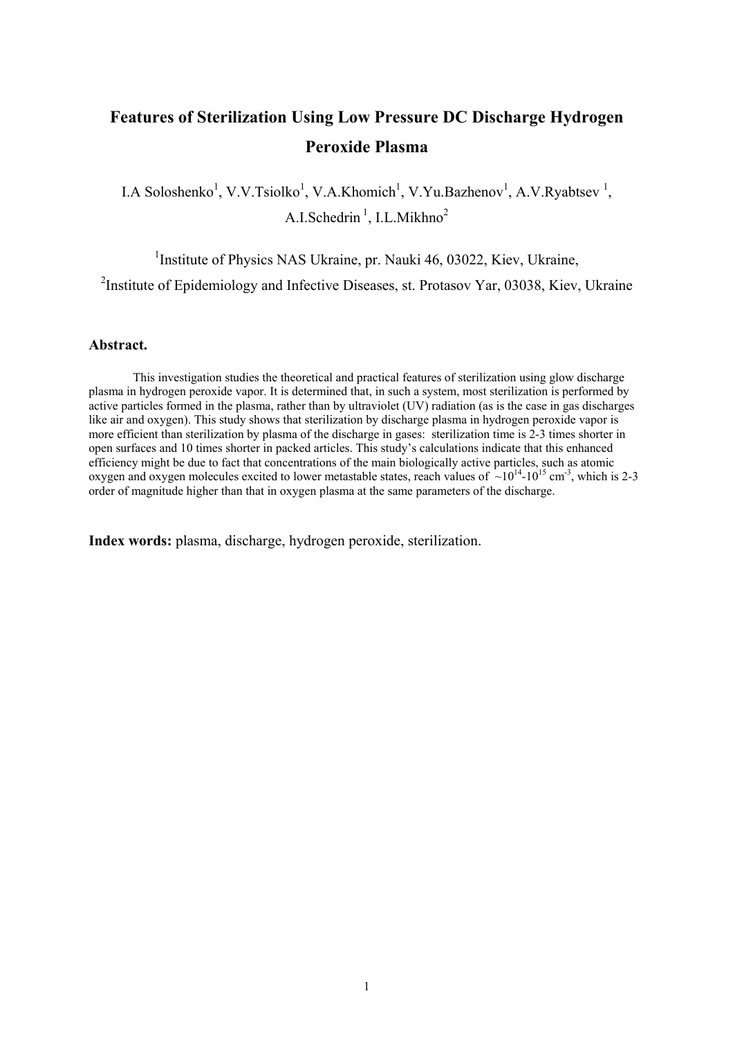# Features of Sterilization Using Low Pressure DC Discharge Hydrogen Peroxide Plasma

I.A Soloshenko[1], V.V.Tsiolko[1], V.A.Khomich[1], V.Yu.Bazhenov[1], A.V.Ryabtsev [1], A.I.Schedrin [1], I.L.Mikhno[2]

[1]Institute of Physics NAS Ukraine, pr. Nauki 46, 03022, Kiev, Ukraine,

[2]Institute of Epidemiology and Infective Diseases, st. Protasov Yar, 03038, Kiev, Ukraine

**Abstract.**

This investigation studies the theoretical and practical features of sterilization using glow discharge plasma in hydrogen peroxide vapor. It is determined that, in such a system, most sterilization is performed by active particles formed in the plasma, rather than by ultraviolet (UV) radiation (as is the case in gas discharges like air and oxygen). This study shows that sterilization by discharge plasma in hydrogen peroxide vapor is more efficient than sterilization by plasma of the discharge in gases: sterilization time is 2-3 times shorter in open surfaces and 10 times shorter in packed articles. This study's calculations indicate that this enhanced efficiency might be due to fact that concentrations of the main biologically active particles, such as atomic oxygen and oxygen molecules excited to lower metastable states, reach values of $\sim 10^{14}$-$10^{15}$ cm$^{-3}$, which is 2-3 order of magnitude higher than that in oxygen plasma at the same parameters of the discharge.

**Index words:** plasma, discharge, hydrogen peroxide, sterilization.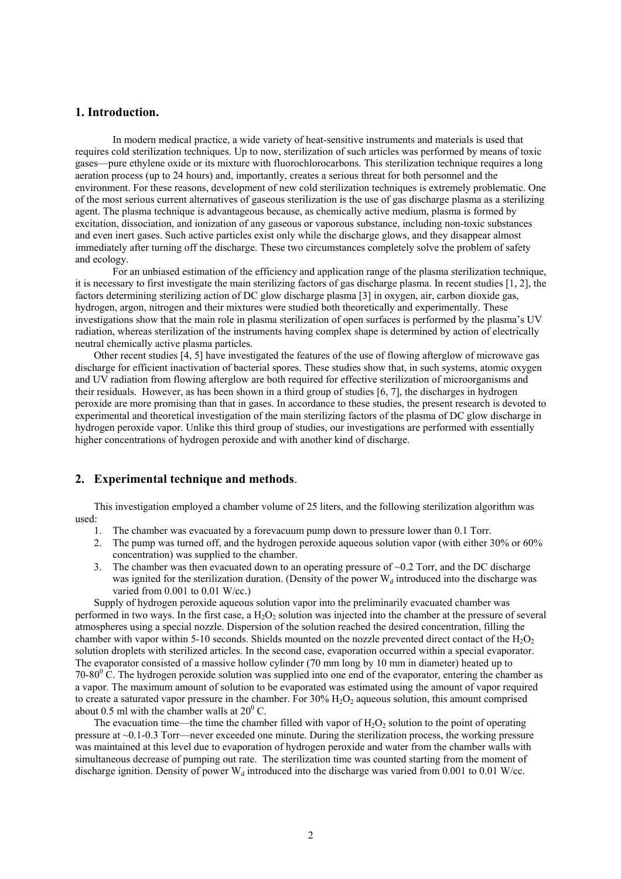## 1. Introduction.

In modern medical practice, a wide variety of heat-sensitive instruments and materials is used that requires cold sterilization techniques. Up to now, sterilization of such articles was performed by means of toxic gases—pure ethylene oxide or its mixture with fluorochlorocarbons. This sterilization technique requires a long aeration process (up to 24 hours) and, importantly, creates a serious threat for both personnel and the environment. For these reasons, development of new cold sterilization techniques is extremely problematic. One of the most serious current alternatives of gaseous sterilization is the use of gas discharge plasma as a sterilizing agent. The plasma technique is advantageous because, as chemically active medium, plasma is formed by excitation, dissociation, and ionization of any gaseous or vaporous substance, including non-toxic substances and even inert gases. Such active particles exist only while the discharge glows, and they disappear almost immediately after turning off the discharge. These two circumstances completely solve the problem of safety and ecology.

For an unbiased estimation of the efficiency and application range of the plasma sterilization technique, it is necessary to first investigate the main sterilizing factors of gas discharge plasma. In recent studies [1, 2], the factors determining sterilizing action of DC glow discharge plasma [3] in oxygen, air, carbon dioxide gas, hydrogen, argon, nitrogen and their mixtures were studied both theoretically and experimentally. These investigations show that the main role in plasma sterilization of open surfaces is performed by the plasma's UV radiation, whereas sterilization of the instruments having complex shape is determined by action of electrically neutral chemically active plasma particles.

Other recent studies [4, 5] have investigated the features of the use of flowing afterglow of microwave gas discharge for efficient inactivation of bacterial spores. These studies show that, in such systems, atomic oxygen and UV radiation from flowing afterglow are both required for effective sterilization of microorganisms and their residuals. However, as has been shown in a third group of studies [6, 7], the discharges in hydrogen peroxide are more promising than that in gases. In accordance to these studies, the present research is devoted to experimental and theoretical investigation of the main sterilizing factors of the plasma of DC glow discharge in hydrogen peroxide vapor. Unlike this third group of studies, our investigations are performed with essentially higher concentrations of hydrogen peroxide and with another kind of discharge.

## 2. Experimental technique and methods.

This investigation employed a chamber volume of 25 liters, and the following sterilization algorithm was used:

1. The chamber was evacuated by a forevacuum pump down to pressure lower than 0.1 Torr.
2. The pump was turned off, and the hydrogen peroxide aqueous solution vapor (with either 30% or 60% concentration) was supplied to the chamber.
3. The chamber was then evacuated down to an operating pressure of ~0.2 Torr, and the DC discharge was ignited for the sterilization duration. (Density of the power $W_d$ introduced into the discharge was varied from 0.001 to 0.01 W/cc.)

Supply of hydrogen peroxide aqueous solution vapor into the preliminarily evacuated chamber was performed in two ways. In the first case, a $H_2O_2$ solution was injected into the chamber at the pressure of several atmospheres using a special nozzle. Dispersion of the solution reached the desired concentration, filling the chamber with vapor within 5-10 seconds. Shields mounted on the nozzle prevented direct contact of the $H_2O_2$ solution droplets with sterilized articles. In the second case, evaporation occurred within a special evaporator. The evaporator consisted of a massive hollow cylinder (70 mm long by 10 mm in diameter) heated up to 70-80$^0$ C. The hydrogen peroxide solution was supplied into one end of the evaporator, entering the chamber as a vapor. The maximum amount of solution to be evaporated was estimated using the amount of vapor required to create a saturated vapor pressure in the chamber. For 30% $H_2O_2$ aqueous solution, this amount comprised about 0.5 ml with the chamber walls at 20$^0$ C.

The evacuation time—the time the chamber filled with vapor of $H_2O_2$ solution to the point of operating pressure at ~0.1-0.3 Torr—never exceeded one minute. During the sterilization process, the working pressure was maintained at this level due to evaporation of hydrogen peroxide and water from the chamber walls with simultaneous decrease of pumping out rate. The sterilization time was counted starting from the moment of discharge ignition. Density of power $W_d$ introduced into the discharge was varied from 0.001 to 0.01 W/cc.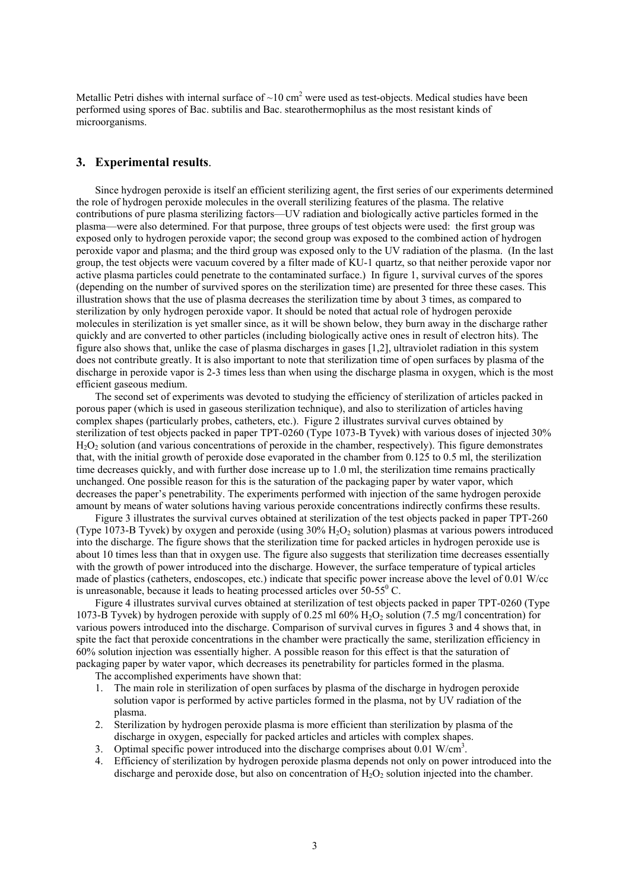Metallic Petri dishes with internal surface of ~10 $cm^2$ were used as test-objects. Medical studies have been performed using spores of Bac. subtilis and Bac. stearothermophilus as the most resistant kinds of microorganisms.

## 3. Experimental results.

Since hydrogen peroxide is itself an efficient sterilizing agent, the first series of our experiments determined the role of hydrogen peroxide molecules in the overall sterilizing features of the plasma. The relative contributions of pure plasma sterilizing factors—UV radiation and biologically active particles formed in the plasma—were also determined. For that purpose, three groups of test objects were used: the first group was exposed only to hydrogen peroxide vapor; the second group was exposed to the combined action of hydrogen peroxide vapor and plasma; and the third group was exposed only to the UV radiation of the plasma. (In the last group, the test objects were vacuum covered by a filter made of KU-1 quartz, so that neither peroxide vapor nor active plasma particles could penetrate to the contaminated surface.) In figure 1, survival curves of the spores (depending on the number of survived spores on the sterilization time) are presented for three these cases. This illustration shows that the use of plasma decreases the sterilization time by about 3 times, as compared to sterilization by only hydrogen peroxide vapor. It should be noted that actual role of hydrogen peroxide molecules in sterilization is yet smaller since, as it will be shown below, they burn away in the discharge rather quickly and are converted to other particles (including biologically active ones in result of electron hits). The figure also shows that, unlike the case of plasma discharges in gases [1,2], ultraviolet radiation in this system does not contribute greatly. It is also important to note that sterilization time of open surfaces by plasma of the discharge in peroxide vapor is 2-3 times less than when using the discharge plasma in oxygen, which is the most efficient gaseous medium.

The second set of experiments was devoted to studying the efficiency of sterilization of articles packed in porous paper (which is used in gaseous sterilization technique), and also to sterilization of articles having complex shapes (particularly probes, catheters, etc.). Figure 2 illustrates survival curves obtained by sterilization of test objects packed in paper TPT-0260 (Type 1073-B Tyvek) with various doses of injected 30% $H_2O_2$ solution (and various concentrations of peroxide in the chamber, respectively). This figure demonstrates that, with the initial growth of peroxide dose evaporated in the chamber from 0.125 to 0.5 ml, the sterilization time decreases quickly, and with further dose increase up to 1.0 ml, the sterilization time remains practically unchanged. One possible reason for this is the saturation of the packaging paper by water vapor, which decreases the paper's penetrability. The experiments performed with injection of the same hydrogen peroxide amount by means of water solutions having various peroxide concentrations indirectly confirms these results.

Figure 3 illustrates the survival curves obtained at sterilization of the test objects packed in paper TPT-260 (Type 1073-B Tyvek) by oxygen and peroxide (using 30% $H_2O_2$ solution) plasmas at various powers introduced into the discharge. The figure shows that the sterilization time for packed articles in hydrogen peroxide use is about 10 times less than that in oxygen use. The figure also suggests that sterilization time decreases essentially with the growth of power introduced into the discharge. However, the surface temperature of typical articles made of plastics (catheters, endoscopes, etc.) indicate that specific power increase above the level of 0.01 W/cc is unreasonable, because it leads to heating processed articles over 50-55$^0$ C.

Figure 4 illustrates survival curves obtained at sterilization of test objects packed in paper TPT-0260 (Type 1073-B Tyvek) by hydrogen peroxide with supply of 0.25 ml 60% $H_2O_2$ solution (7.5 mg/l concentration) for various powers introduced into the discharge. Comparison of survival curves in figures 3 and 4 shows that, in spite the fact that peroxide concentrations in the chamber were practically the same, sterilization efficiency in 60% solution injection was essentially higher. A possible reason for this effect is that the saturation of packaging paper by water vapor, which decreases its penetrability for particles formed in the plasma.

The accomplished experiments have shown that:

1. The main role in sterilization of open surfaces by plasma of the discharge in hydrogen peroxide solution vapor is performed by active particles formed in the plasma, not by UV radiation of the plasma.
2. Sterilization by hydrogen peroxide plasma is more efficient than sterilization by plasma of the discharge in oxygen, especially for packed articles and articles with complex shapes.
3. Optimal specific power introduced into the discharge comprises about 0.01 W/$cm^3$.
4. Efficiency of sterilization by hydrogen peroxide plasma depends not only on power introduced into the discharge and peroxide dose, but also on concentration of $H_2O_2$ solution injected into the chamber.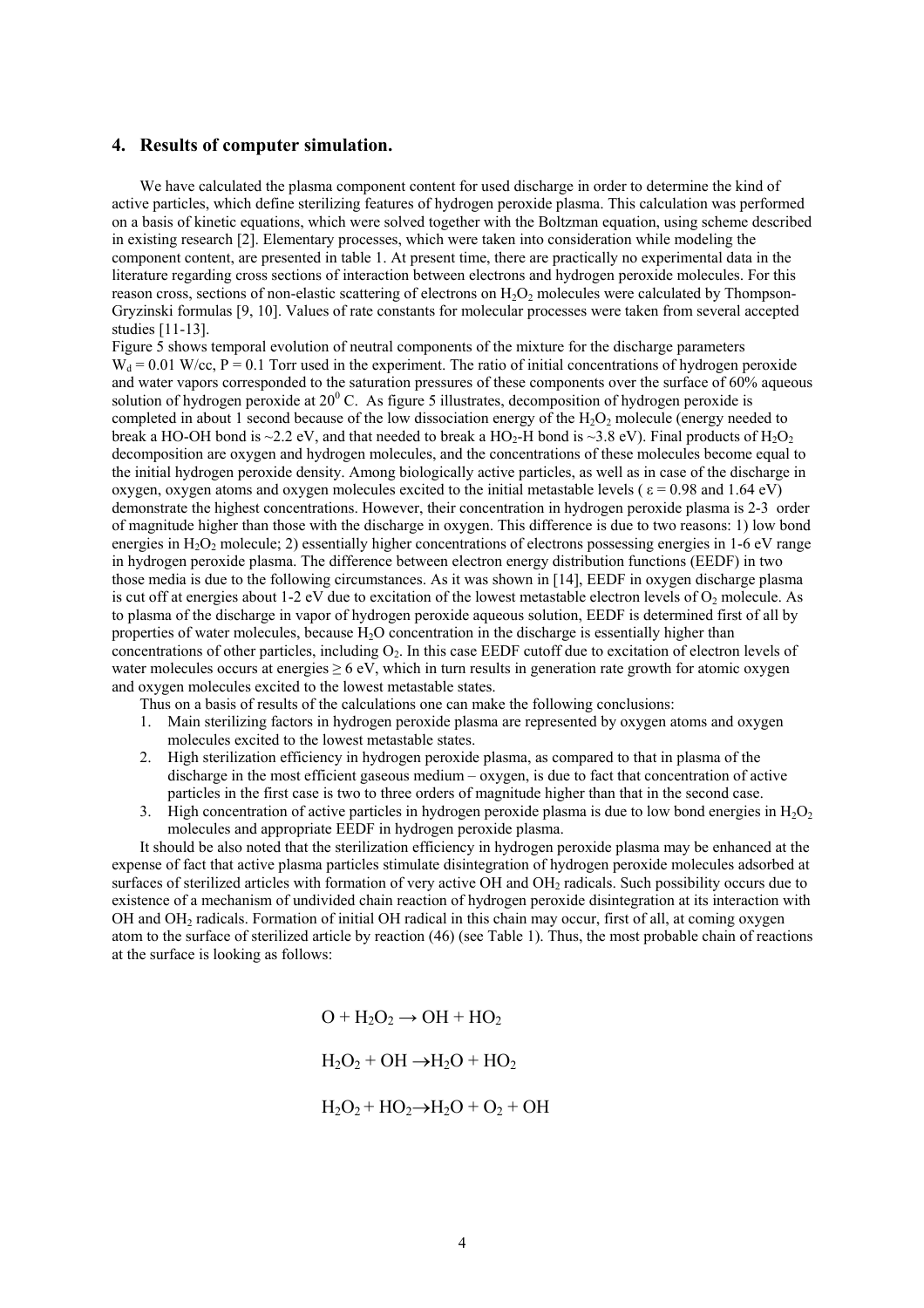## 4. Results of computer simulation.

We have calculated the plasma component content for used discharge in order to determine the kind of active particles, which define sterilizing features of hydrogen peroxide plasma. This calculation was performed on a basis of kinetic equations, which were solved together with the Boltzman equation, using scheme described in existing research [2]. Elementary processes, which were taken into consideration while modeling the component content, are presented in table 1. At present time, there are practically no experimental data in the literature regarding cross sections of interaction between electrons and hydrogen peroxide molecules. For this reason cross, sections of non-elastic scattering of electrons on $H_2O_2$ molecules were calculated by Thompson-Gryzinski formulas [9, 10]. Values of rate constants for molecular processes were taken from several accepted studies [11-13].

Figure 5 shows temporal evolution of neutral components of the mixture for the discharge parameters $W_d = 0.01$ W/cc, P = 0.1 Torr used in the experiment. The ratio of initial concentrations of hydrogen peroxide and water vapors corresponded to the saturation pressures of these components over the surface of 60% aqueous solution of hydrogen peroxide at $20^0$ C. As figure 5 illustrates, decomposition of hydrogen peroxide is completed in about 1 second because of the low dissociation energy of the $H_2O_2$ molecule (energy needed to break a HO-OH bond is ~2.2 eV, and that needed to break a $HO_2$-H bond is ~3.8 eV). Final products of $H_2O_2$ decomposition are oxygen and hydrogen molecules, and the concentrations of these molecules become equal to the initial hydrogen peroxide density. Among biologically active particles, as well as in case of the discharge in oxygen, oxygen atoms and oxygen molecules excited to the initial metastable levels ( $\varepsilon = 0.98$ and 1.64 eV) demonstrate the highest concentrations. However, their concentration in hydrogen peroxide plasma is 2-3 order of magnitude higher than those with the discharge in oxygen. This difference is due to two reasons: 1) low bond energies in $H_2O_2$ molecule; 2) essentially higher concentrations of electrons possessing energies in 1-6 eV range in hydrogen peroxide plasma. The difference between electron energy distribution functions (EEDF) in two those media is due to the following circumstances. As it was shown in [14], EEDF in oxygen discharge plasma is cut off at energies about 1-2 eV due to excitation of the lowest metastable electron levels of $O_2$ molecule. As to plasma of the discharge in vapor of hydrogen peroxide aqueous solution, EEDF is determined first of all by properties of water molecules, because $H_2O$ concentration in the discharge is essentially higher than concentrations of other particles, including $O_2$. In this case EEDF cutoff due to excitation of electron levels of water molecules occurs at energies $\geq 6$ eV, which in turn results in generation rate growth for atomic oxygen and oxygen molecules excited to the lowest metastable states.

Thus on a basis of results of the calculations one can make the following conclusions:

1. Main sterilizing factors in hydrogen peroxide plasma are represented by oxygen atoms and oxygen molecules excited to the lowest metastable states.
2. High sterilization efficiency in hydrogen peroxide plasma, as compared to that in plasma of the discharge in the most efficient gaseous medium – oxygen, is due to fact that concentration of active particles in the first case is two to three orders of magnitude higher than that in the second case.
3. High concentration of active particles in hydrogen peroxide plasma is due to low bond energies in $H_2O_2$ molecules and appropriate EEDF in hydrogen peroxide plasma.

It should be also noted that the sterilization efficiency in hydrogen peroxide plasma may be enhanced at the expense of fact that active plasma particles stimulate disintegration of hydrogen peroxide molecules adsorbed at surfaces of sterilized articles with formation of very active OH and $OH_2$ radicals. Such possibility occurs due to existence of a mechanism of undivided chain reaction of hydrogen peroxide disintegration at its interaction with OH and $OH_2$ radicals. Formation of initial OH radical in this chain may occur, first of all, at coming oxygen atom to the surface of sterilized article by reaction (46) (see Table 1). Thus, the most probable chain of reactions at the surface is looking as follows:

$$O + H_2O_2 \rightarrow OH + HO_2$$

$$H_2O_2 + OH \rightarrow H_2O + HO_2$$

$$H_2O_2 + HO_2 \rightarrow H_2O + O_2 + OH$$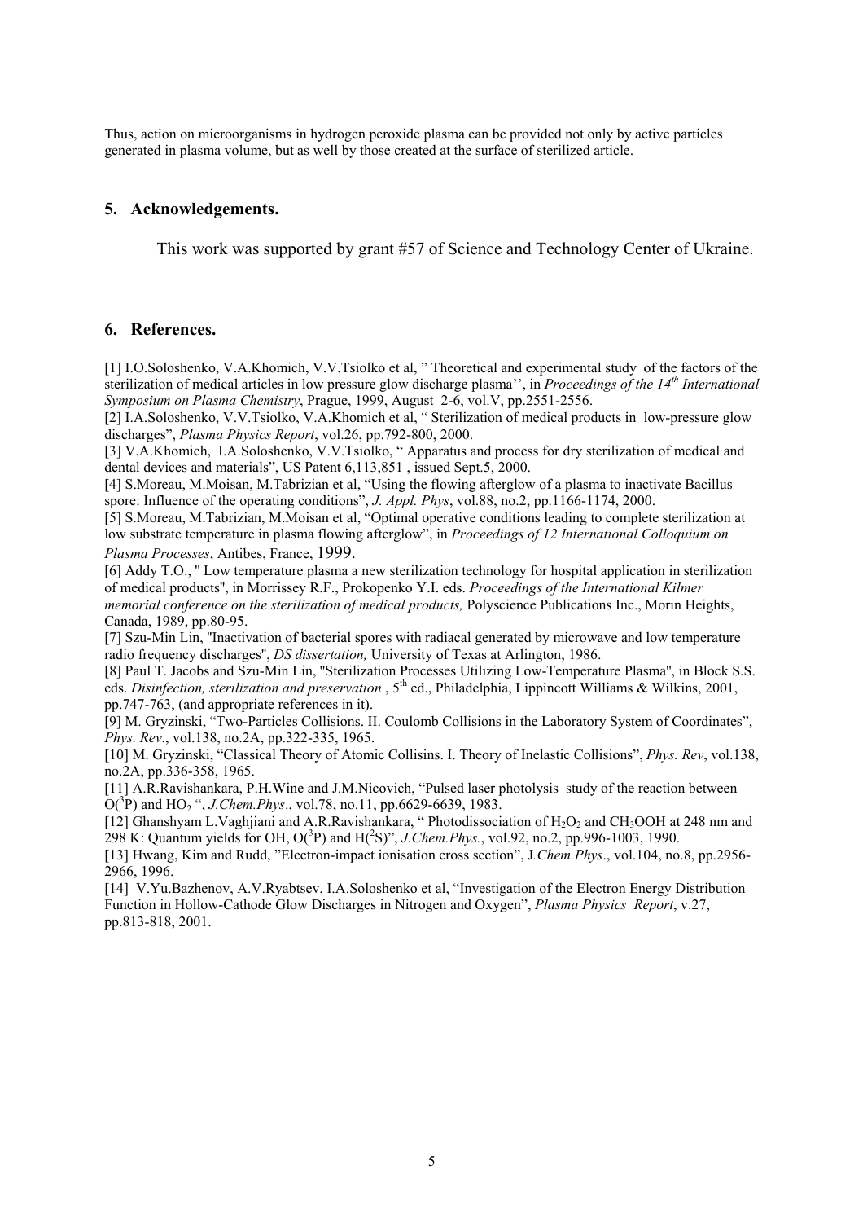Thus, action on microorganisms in hydrogen peroxide plasma can be provided not only by active particles generated in plasma volume, but as well by those created at the surface of sterilized article.

## 5. Acknowledgements.

This work was supported by grant #57 of Science and Technology Center of Ukraine.

## 6. References.

[1] I.O.Soloshenko, V.A.Khomich, V.V.Tsiolko et al, " Theoretical and experimental study of the factors of the sterilization of medical articles in low pressure glow discharge plasma'', in *Proceedings of the 14th International Symposium on Plasma Chemistry*, Prague, 1999, August 2-6, vol.V, pp.2551-2556.

[2] I.A.Soloshenko, V.V.Tsiolko, V.A.Khomich et al, " Sterilization of medical products in low-pressure glow discharges", *Plasma Physics Report*, vol.26, pp.792-800, 2000.

[3] V.A.Khomich, I.A.Soloshenko, V.V.Tsiolko, " Apparatus and process for dry sterilization of medical and dental devices and materials", US Patent 6,113,851 , issued Sept.5, 2000.

[4] S.Moreau, M.Moisan, M.Tabrizian et al, "Using the flowing afterglow of a plasma to inactivate Bacillus spore: Influence of the operating conditions", *J. Appl. Phys*, vol.88, no.2, pp.1166-1174, 2000.

[5] S.Moreau, M.Tabrizian, M.Moisan et al, "Optimal operative conditions leading to complete sterilization at low substrate temperature in plasma flowing afterglow", in *Proceedings of 12 International Colloquium on Plasma Processes*, Antibes, France, 1999.

[6] Addy T.O., " Low temperature plasma a new sterilization technology for hospital application in sterilization of medical products", in Morrissey R.F., Prokopenko Y.I. eds. *Proceedings of the International Kilmer memorial conference on the sterilization of medical products,* Polyscience Publications Inc., Morin Heights, Canada, 1989, pp.80-95.

[7] Szu-Min Lin, "Inactivation of bacterial spores with radiacal generated by microwave and low temperature radio frequency discharges", *DS dissertation,* University of Texas at Arlington, 1986.

[8] Paul T. Jacobs and Szu-Min Lin, "Sterilization Processes Utilizing Low-Temperature Plasma", in Block S.S. eds. *Disinfection, sterilization and preservation* , 5th ed., Philadelphia, Lippincott Williams & Wilkins, 2001, pp.747-763, (and appropriate references in it).

[9] M. Gryzinski, "Two-Particles Collisions. II. Coulomb Collisions in the Laboratory System of Coordinates", *Phys. Rev*., vol.138, no.2A, pp.322-335, 1965.

[10] M. Gryzinski, "Classical Theory of Atomic Collisins. I. Theory of Inelastic Collisions", *Phys. Rev*, vol.138, no.2A, pp.336-358, 1965.

[11] A.R.Ravishankara, P.H.Wine and J.M.Nicovich, "Pulsed laser photolysis study of the reaction between $O(^3P)$ and $HO_2$ ", *J.Chem.Phys*., vol.78, no.11, pp.6629-6639, 1983.

[12] Ghanshyam L.Vaghjiani and A.R.Ravishankara, " Photodissociation of $H_2O_2$ and $CH_3OOH$ at 248 nm and 298 K: Quantum yields for OH, $O(^3P)$ and $H(^2S)$", *J.Chem.Phys.*, vol.92, no.2, pp.996-1003, 1990.

[13] Hwang, Kim and Rudd, "Electron-impact ionisation cross section", J*.Chem.Phys*., vol.104, no.8, pp.2956-2966, 1996.

[14] V.Yu.Bazhenov, A.V.Ryabtsev, I.A.Soloshenko et al, "Investigation of the Electron Energy Distribution Function in Hollow-Cathode Glow Discharges in Nitrogen and Oxygen", *Plasma Physics Report*, v.27, pp.813-818, 2001.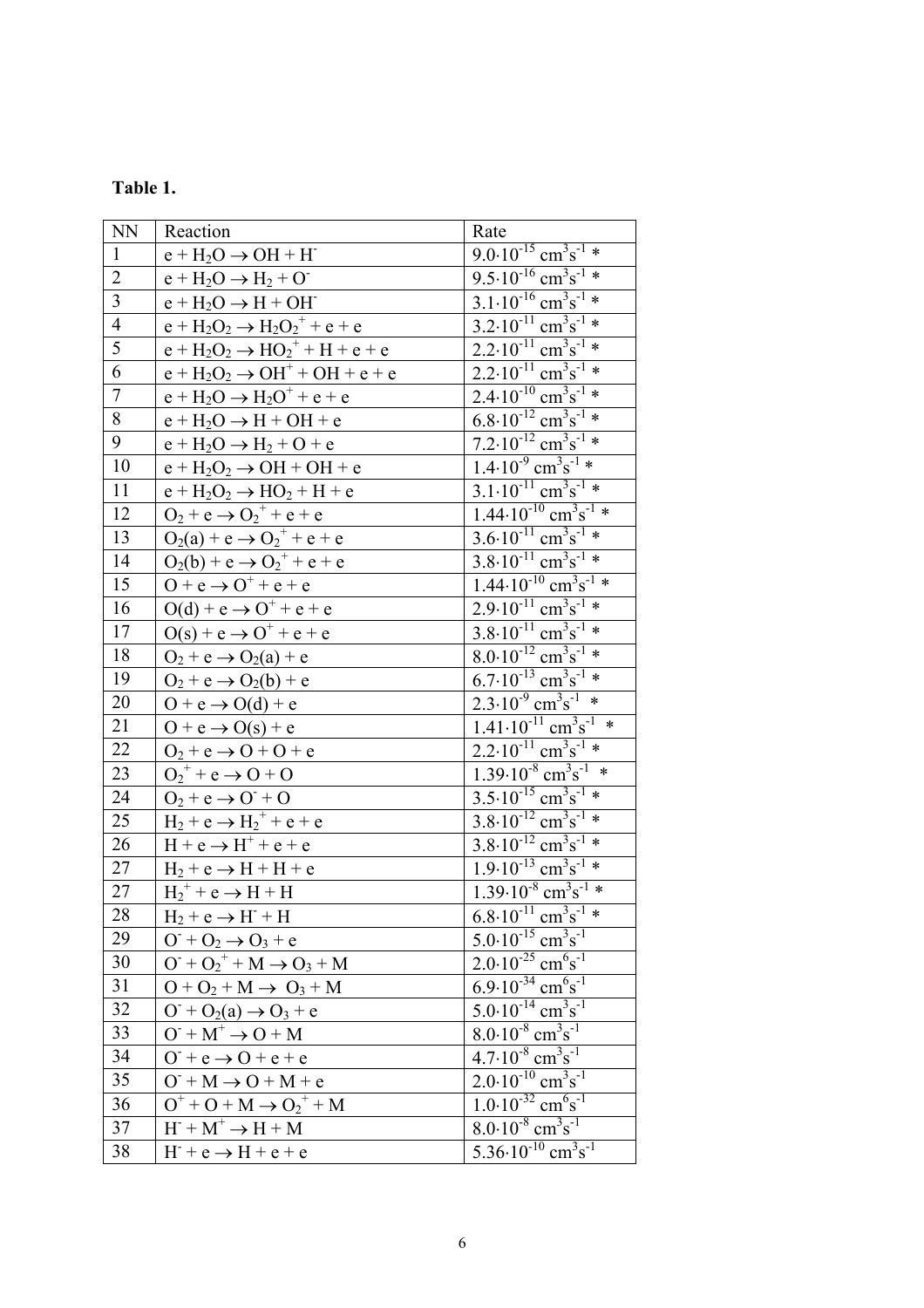**Table 1.**

| NN | Reaction | Rate |
|---|---|---|
| 1 | $e + H_2O \rightarrow OH + H^-$ | $9.0 \cdot 10^{-15}$ $cm^3s^{-1}$ * |
| 2 | $e + H_2O \rightarrow H_2 + O^-$ | $9.5 \cdot 10^{-16}$ $cm^3s^{-1}$ * |
| 3 | $e + H_2O \rightarrow H + OH^-$ | $3.1 \cdot 10^{-16}$ $cm^3s^{-1}$ * |
| 4 | $e + H_2O_2 \rightarrow H_2O_2^+ + e + e$ | $3.2 \cdot 10^{-11}$ $cm^3s^{-1}$ * |
| 5 | $e + H_2O_2 \rightarrow HO_2^+ + H + e + e$ | $2.2 \cdot 10^{-11}$ $cm^3s^{-1}$ * |
| 6 | $e + H_2O_2 \rightarrow OH^+ + OH + e + e$ | $2.2 \cdot 10^{-11}$ $cm^3s^{-1}$ * |
| 7 | $e + H_2O \rightarrow H_2O^+ + e + e$ | $2.4 \cdot 10^{-10}$ $cm^3s^{-1}$ * |
| 8 | $e + H_2O \rightarrow H + OH + e$ | $6.8 \cdot 10^{-12}$ $cm^3s^{-1}$ * |
| 9 | $e + H_2O \rightarrow H_2 + O + e$ | $7.2 \cdot 10^{-12}$ $cm^3s^{-1}$ * |
| 10 | $e + H_2O_2 \rightarrow OH + OH + e$ | $1.4 \cdot 10^{-9}$ $cm^3s^{-1}$ * |
| 11 | $e + H_2O_2 \rightarrow HO_2 + H + e$ | $3.1 \cdot 10^{-11}$ $cm^3s^{-1}$ * |
| 12 | $O_2 + e \rightarrow O_2^+ + e + e$ | $1.44 \cdot 10^{-10}$ $cm^3s^{-1}$ * |
| 13 | $O_2(a) + e \rightarrow O_2^+ + e + e$ | $3.6 \cdot 10^{-11}$ $cm^3s^{-1}$ * |
| 14 | $O_2(b) + e \rightarrow O_2^+ + e + e$ | $3.8 \cdot 10^{-11}$ $cm^3s^{-1}$ * |
| 15 | $O + e \rightarrow O^+ + e + e$ | $1.44 \cdot 10^{-10}$ $cm^3s^{-1}$ * |
| 16 | $O(d) + e \rightarrow O^+ + e + e$ | $2.9 \cdot 10^{-11}$ $cm^3s^{-1}$ * |
| 17 | $O(s) + e \rightarrow O^+ + e + e$ | $3.8 \cdot 10^{-11}$ $cm^3s^{-1}$ * |
| 18 | $O_2 + e \rightarrow O_2(a) + e$ | $8.0 \cdot 10^{-12}$ $cm^3s^{-1}$ * |
| 19 | $O_2 + e \rightarrow O_2(b) + e$ | $6.7 \cdot 10^{-13}$ $cm^3s^{-1}$ * |
| 20 | $O + e \rightarrow O(d) + e$ | $2.3 \cdot 10^{-9}$ $cm^3s^{-1}$ * |
| 21 | $O + e \rightarrow O(s) + e$ | $1.41 \cdot 10^{-11}$ $cm^3s^{-1}$ * |
| 22 | $O_2 + e \rightarrow O + O + e$ | $2.2 \cdot 10^{-11}$ $cm^3s^{-1}$ * |
| 23 | $O_2^+ + e \rightarrow O + O$ | $1.39 \cdot 10^{-8}$ $cm^3s^{-1}$ * |
| 24 | $O_2 + e \rightarrow O^- + O$ | $3.5 \cdot 10^{-15}$ $cm^3s^{-1}$ * |
| 25 | $H_2 + e \rightarrow H_2^+ + e + e$ | $3.8 \cdot 10^{-12}$ $cm^3s^{-1}$ * |
| 26 | $H + e \rightarrow H^+ + e + e$ | $3.8 \cdot 10^{-12}$ $cm^3s^{-1}$ * |
| 27 | $H_2 + e \rightarrow H + H + e$ | $1.9 \cdot 10^{-13}$ $cm^3s^{-1}$ * |
| 27 | $H_2^+ + e \rightarrow H + H$ | $1.39 \cdot 10^{-8}$ $cm^3s^{-1}$ * |
| 28 | $H_2 + e \rightarrow H^- + H$ | $6.8 \cdot 10^{-11}$ $cm^3s^{-1}$ * |
| 29 | $O^- + O_2 \rightarrow O_3 + e$ | $5.0 \cdot 10^{-15}$ $cm^3s^{-1}$ |
| 30 | $O^- + O_2^+ + M \rightarrow O_3 + M$ | $2.0 \cdot 10^{-25}$ $cm^6s^{-1}$ |
| 31 | $O + O_2 + M \rightarrow O_3 + M$ | $6.9 \cdot 10^{-34}$ $cm^6s^{-1}$ |
| 32 | $O^- + O_2(a) \rightarrow O_3 + e$ | $5.0 \cdot 10^{-14}$ $cm^3s^{-1}$ |
| 33 | $O^- + M^+ \rightarrow O + M$ | $8.0 \cdot 10^{-8}$ $cm^3s^{-1}$ |
| 34 | $O^- + e \rightarrow O + e + e$ | $4.7 \cdot 10^{-8}$ $cm^3s^{-1}$ |
| 35 | $O^- + M \rightarrow O + M + e$ | $2.0 \cdot 10^{-10}$ $cm^3s^{-1}$ |
| 36 | $O^+ + O + M \rightarrow O_2^+ + M$ | $1.0 \cdot 10^{-32}$ $cm^6s^{-1}$ |
| 37 | $H^- + M^+ \rightarrow H + M$ | $8.0 \cdot 10^{-8}$ $cm^3s^{-1}$ |
| 38 | $H^- + e \rightarrow H + e + e$ | $5.36 \cdot 10^{-10}$ $cm^3s^{-1}$ |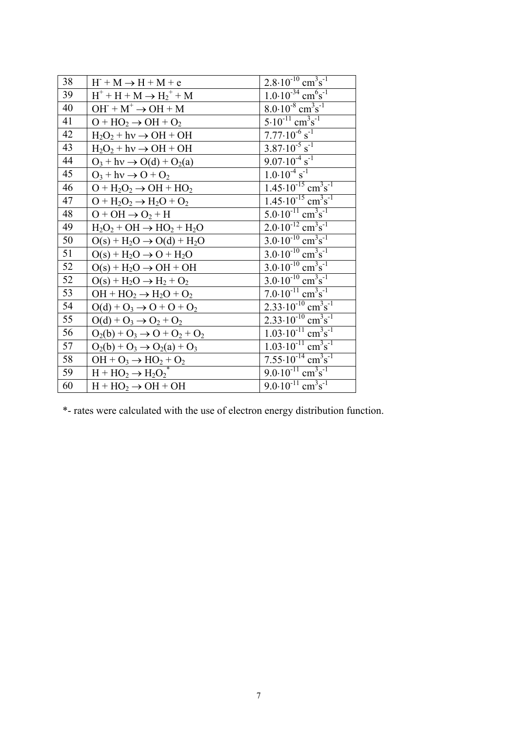| | | |
|---|---|---|
| 38 | $H^- + M \rightarrow H + M + e$ | $2.8 \cdot 10^{-10}$ cm$^3$s$^{-1}$ |
| 39 | $H^+ + H + M \rightarrow H_2^+ + M$ | $1.0 \cdot 10^{-34}$ cm$^6$s$^{-1}$ |
| 40 | $OH^- + M^+ \rightarrow OH + M$ | $8.0 \cdot 10^{-8}$ cm$^3$s$^{-1}$ |
| 41 | $O + HO_2 \rightarrow OH + O_2$ | $5 \cdot 10^{-11}$ cm$^3$s$^{-1}$ |
| 42 | $H_2O_2 + h\nu \rightarrow OH + OH$ | $7.77 \cdot 10^{-6}$ s$^{-1}$ |
| 43 | $H_2O_2 + h\nu \rightarrow OH + OH$ | $3.87 \cdot 10^{-5}$ s$^{-1}$ |
| 44 | $O_3 + h\nu \rightarrow O(d) + O_2(a)$ | $9.07 \cdot 10^{-4}$ s$^{-1}$ |
| 45 | $O_3 + h\nu \rightarrow O + O_2$ | $1.0 \cdot 10^{-4}$ s$^{-1}$ |
| 46 | $O + H_2O_2 \rightarrow OH + HO_2$ | $1.45 \cdot 10^{-15}$ cm$^3$s$^{-1}$ |
| 47 | $O + H_2O_2 \rightarrow H_2O + O_2$ | $1.45 \cdot 10^{-15}$ cm$^3$s$^{-1}$ |
| 48 | $O + OH \rightarrow O_2 + H$ | $5.0 \cdot 10^{-11}$ cm$^3$s$^{-1}$ |
| 49 | $H_2O_2 + OH \rightarrow HO_2 + H_2O$ | $2.0 \cdot 10^{-12}$ cm$^3$s$^{-1}$ |
| 50 | $O(s) + H_2O \rightarrow O(d) + H_2O$ | $3.0 \cdot 10^{-10}$ cm$^3$s$^{-1}$ |
| 51 | $O(s) + H_2O \rightarrow O + H_2O$ | $3.0 \cdot 10^{-10}$ cm$^3$s$^{-1}$ |
| 52 | $O(s) + H_2O \rightarrow OH + OH$ | $3.0 \cdot 10^{-10}$ cm$^3$s$^{-1}$ |
| 52 | $O(s) + H_2O \rightarrow H_2 + O_2$ | $3.0 \cdot 10^{-10}$ cm$^3$s$^{-1}$ |
| 53 | $OH + HO_2 \rightarrow H_2O + O_2$ | $7.0 \cdot 10^{-11}$ cm$^3$s$^{-1}$ |
| 54 | $O(d) + O_3 \rightarrow O + O + O_2$ | $2.33 \cdot 10^{-10}$ cm$^3$s$^{-1}$ |
| 55 | $O(d) + O_3 \rightarrow O_2 + O_2$ | $2.33 \cdot 10^{-10}$ cm$^3$s$^{-1}$ |
| 56 | $O_2(b) + O_3 \rightarrow O + O_2 + O_2$ | $1.03 \cdot 10^{-11}$ cm$^3$s$^{-1}$ |
| 57 | $O_2(b) + O_3 \rightarrow O_2(a) + O_3$ | $1.03 \cdot 10^{-11}$ cm$^3$s$^{-1}$ |
| 58 | $OH + O_3 \rightarrow HO_2 + O_2$ | $7.55 \cdot 10^{-14}$ cm$^3$s$^{-1}$ |
| 59 | $H + HO_2 \rightarrow H_2O_2^*$ | $9.0 \cdot 10^{-11}$ cm$^3$s$^{-1}$ |
| 60 | $H + HO_2 \rightarrow OH + OH$ | $9.0 \cdot 10^{-11}$ cm$^3$s$^{-1}$ |

*- rates were calculated with the use of electron energy distribution function.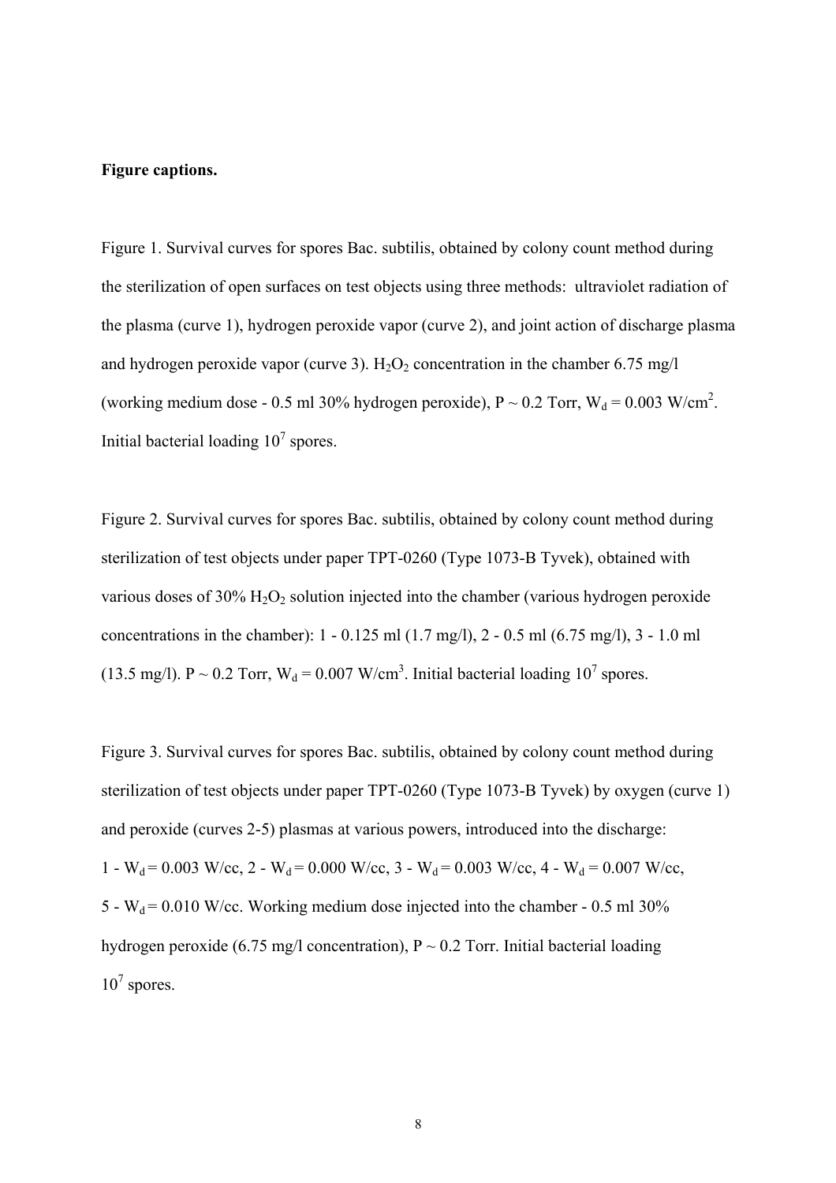**Figure captions.**

Figure 1. Survival curves for spores Bac. subtilis, obtained by colony count method during the sterilization of open surfaces on test objects using three methods: ultraviolet radiation of the plasma (curve 1), hydrogen peroxide vapor (curve 2), and joint action of discharge plasma and hydrogen peroxide vapor (curve 3). $H_2O_2$ concentration in the chamber 6.75 mg/l (working medium dose - 0.5 ml 30% hydrogen peroxide), $P \sim 0.2$ Torr, $W_d = 0.003$ W/cm$^2$. Initial bacterial loading $10^7$ spores.

Figure 2. Survival curves for spores Bac. subtilis, obtained by colony count method during sterilization of test objects under paper TPT-0260 (Type 1073-B Tyvek), obtained with various doses of 30% $H_2O_2$ solution injected into the chamber (various hydrogen peroxide concentrations in the chamber): 1 - 0.125 ml (1.7 mg/l), 2 - 0.5 ml (6.75 mg/l), 3 - 1.0 ml (13.5 mg/l). $P \sim 0.2$ Torr, $W_d = 0.007$ W/cm$^3$. Initial bacterial loading $10^7$ spores.

Figure 3. Survival curves for spores Bac. subtilis, obtained by colony count method during sterilization of test objects under paper TPT-0260 (Type 1073-B Tyvek) by oxygen (curve 1) and peroxide (curves 2-5) plasmas at various powers, introduced into the discharge: 1 - $W_d = 0.003$ W/cc, 2 - $W_d = 0.000$ W/cc, 3 - $W_d = 0.003$ W/cc, 4 - $W_d = 0.007$ W/cc, 5 - $W_d = 0.010$ W/cc. Working medium dose injected into the chamber - 0.5 ml 30% hydrogen peroxide (6.75 mg/l concentration), $P \sim 0.2$ Torr. Initial bacterial loading $10^7$ spores.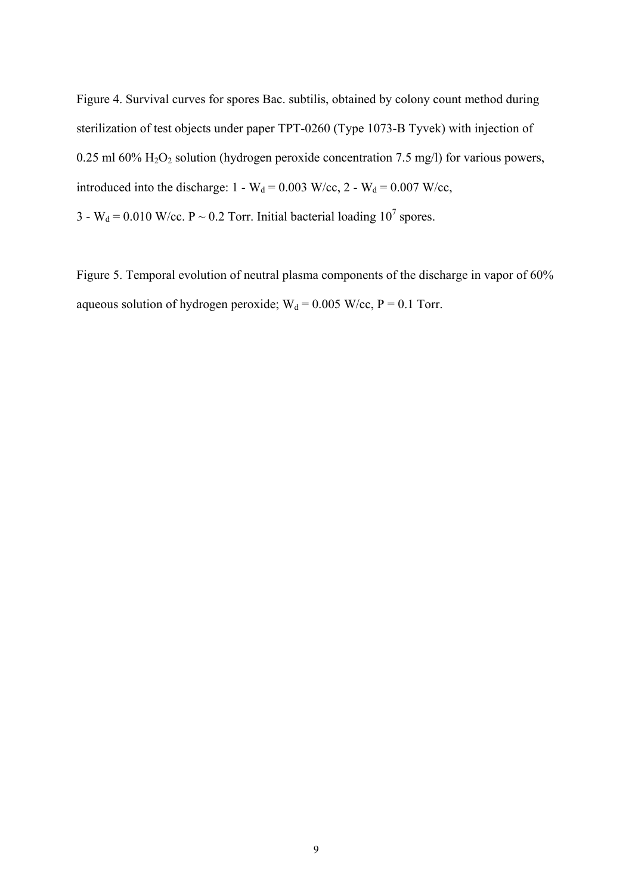Figure 4. Survival curves for spores Bac. subtilis, obtained by colony count method during sterilization of test objects under paper TPT-0260 (Type 1073-B Tyvek) with injection of 0.25 ml 60% $H_2O_2$ solution (hydrogen peroxide concentration 7.5 mg/l) for various powers, introduced into the discharge: 1 - $W_d$ = 0.003 W/cc, 2 - $W_d$ = 0.007 W/cc, 3 - $W_d$ = 0.010 W/cc. P ~ 0.2 Torr. Initial bacterial loading $10^7$ spores.

Figure 5. Temporal evolution of neutral plasma components of the discharge in vapor of 60% aqueous solution of hydrogen peroxide; $W_d$ = 0.005 W/cc, P = 0.1 Torr.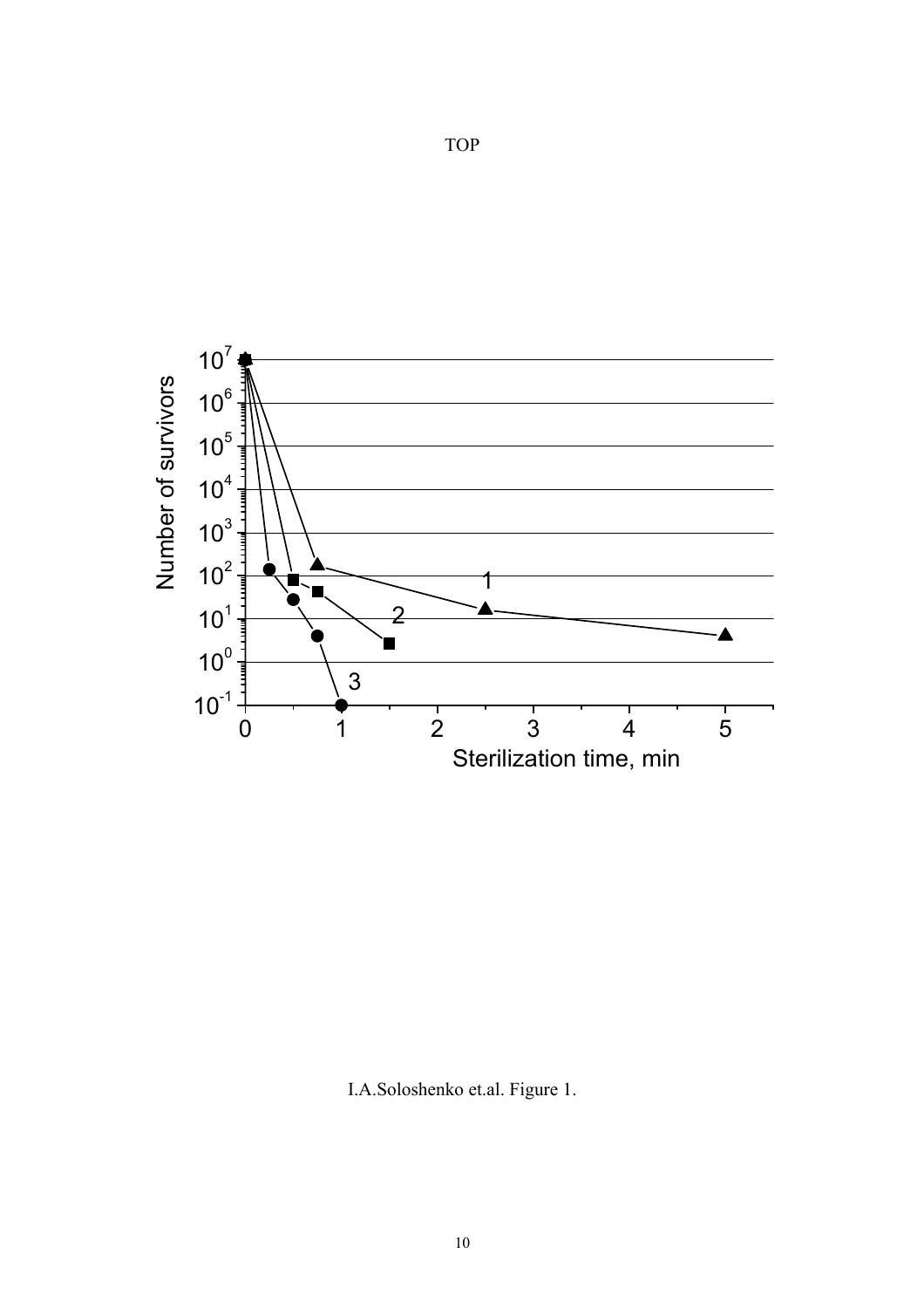TOP

I.A.Soloshenko et.al. Figure 1.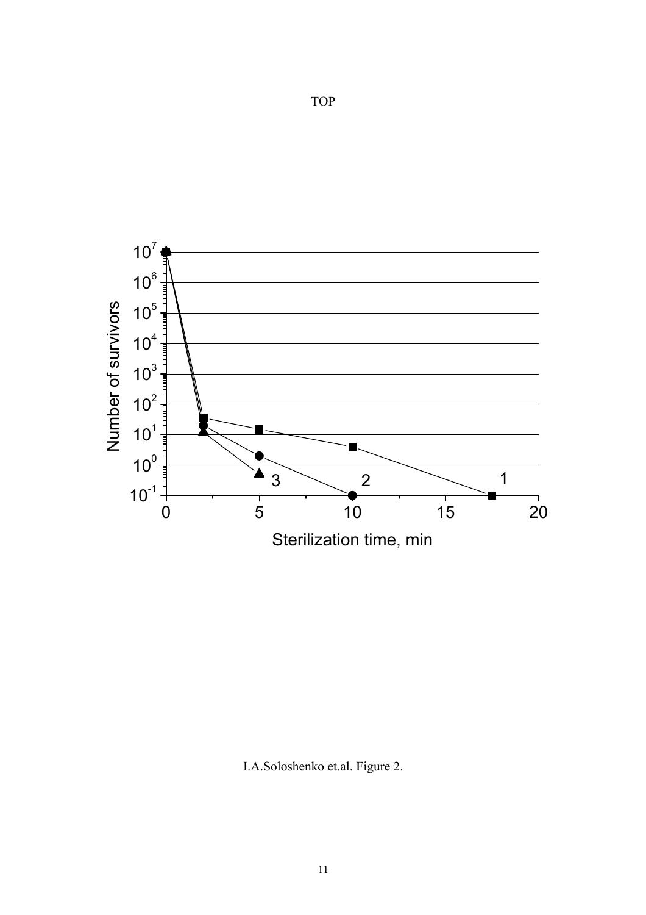TOP

I.A.Soloshenko et.al. Figure 2.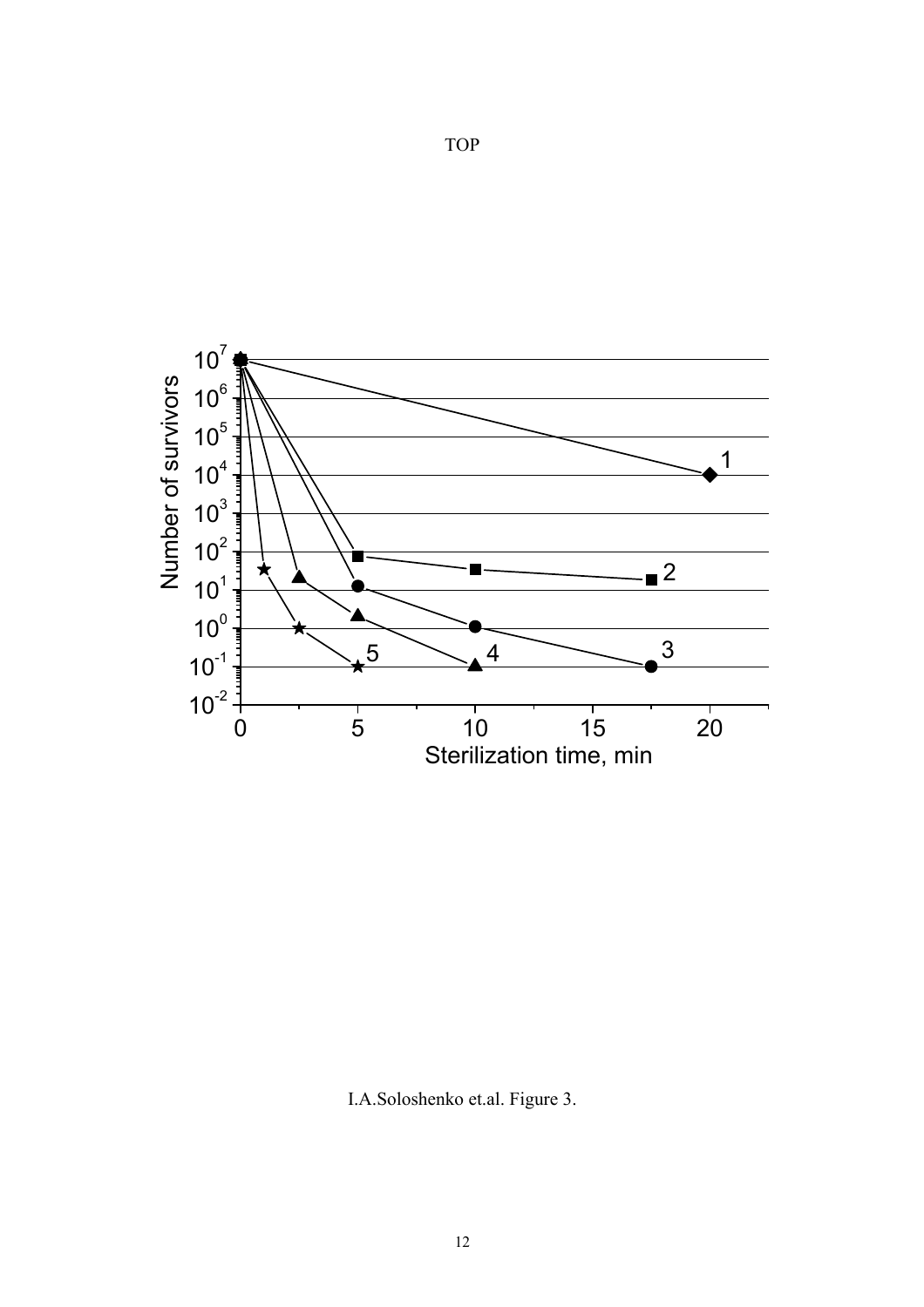TOP

I.A.Soloshenko et.al. Figure 3.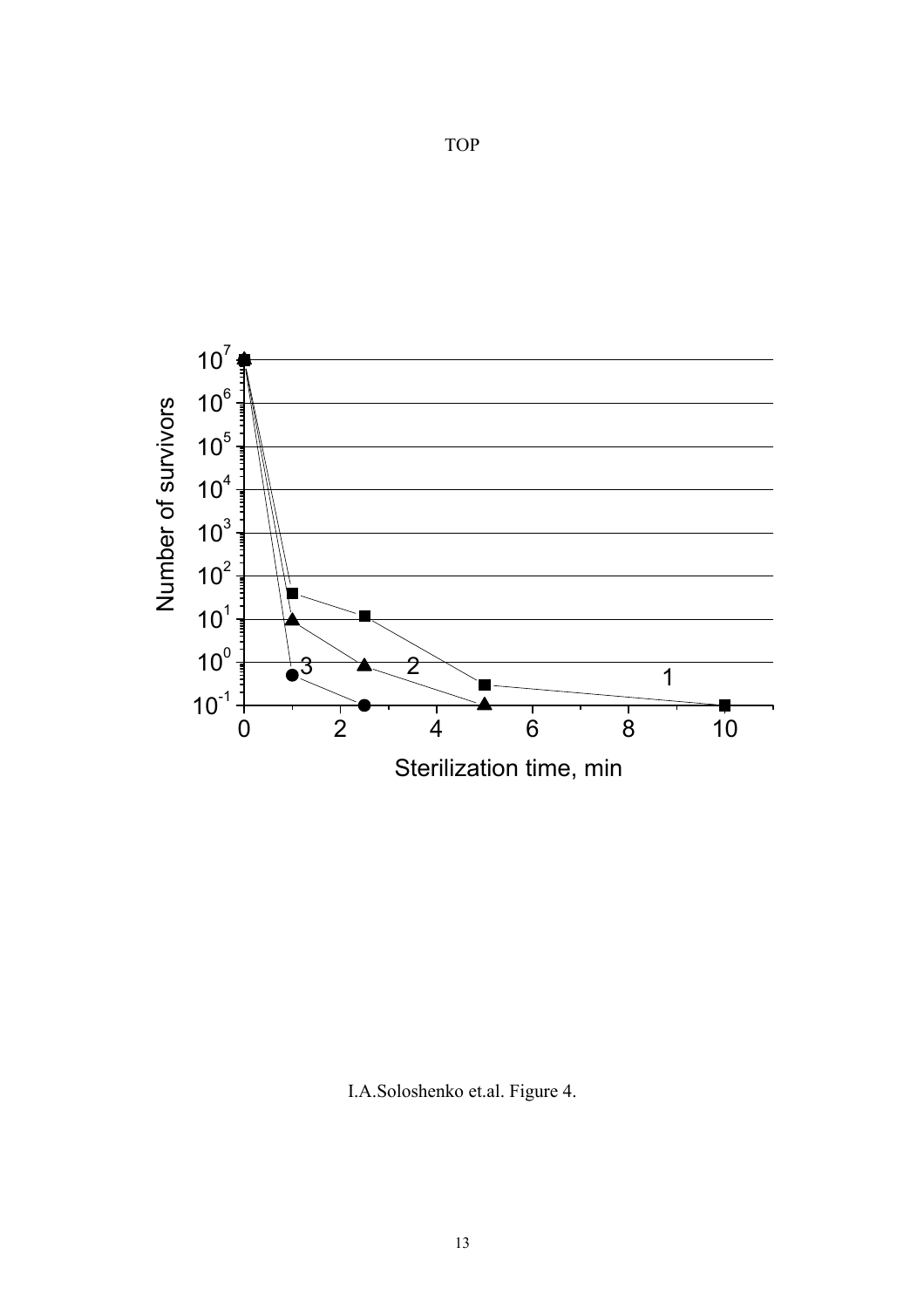TOP

I.A.Soloshenko et.al. Figure 4.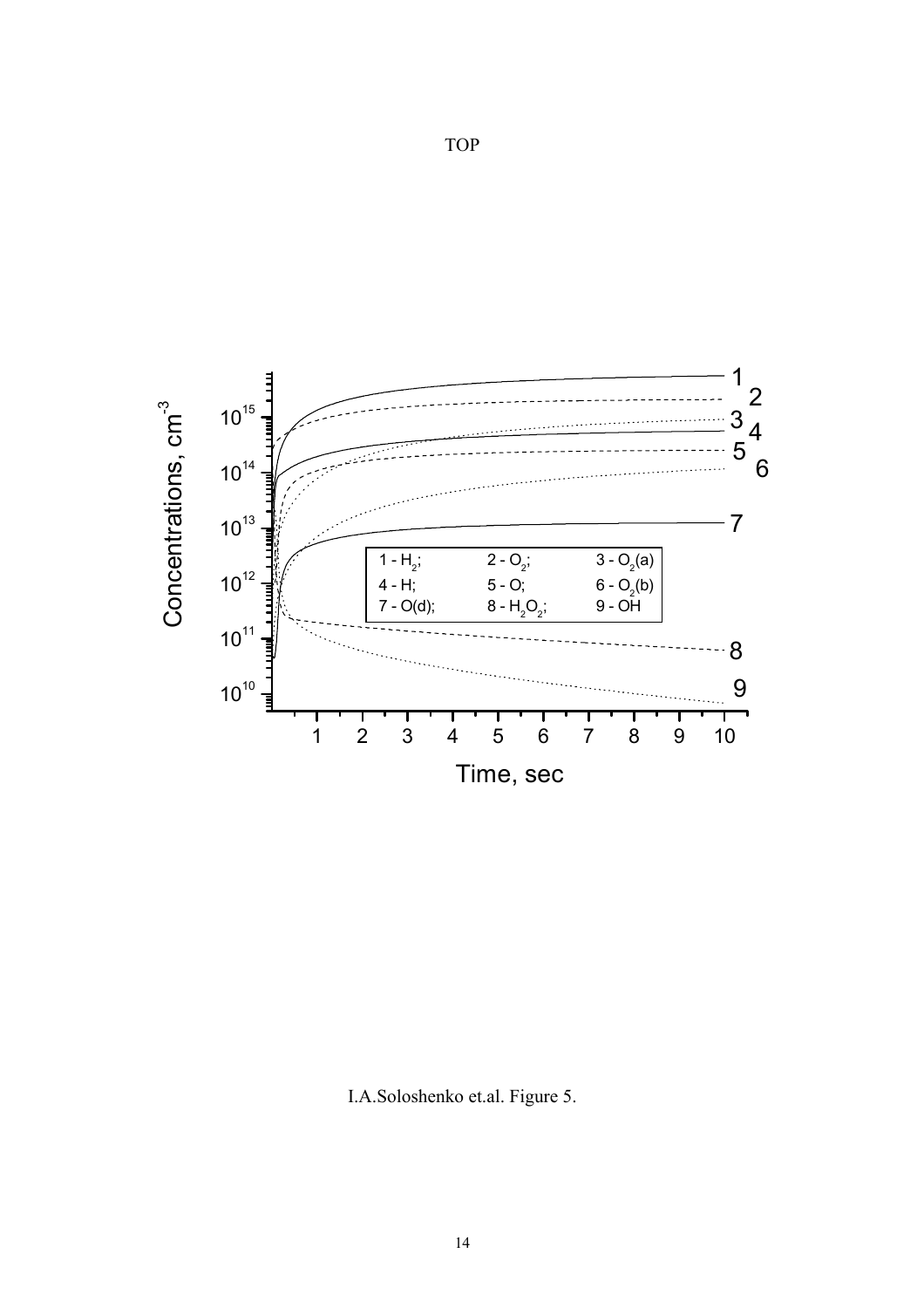TOP

Concentrations, $cm^{-3}$

$10^{15}$

$10^{14}$

$10^{13}$

$10^{12}$

$10^{11}$

$10^{10}$

1 2 3 4 5 6 7 8 9 10

Time, sec

1 2 3 4 5 6 7 8 9

1 - $H_2$; 2 - $O_2$; 3 - $O_2$(a)

4 - H; 5 - O; 6 - $O_2$(b)

7 - O(d); 8 - $H_2O_2$; 9 - OH

I.A.Soloshenko et.al. Figure 5.